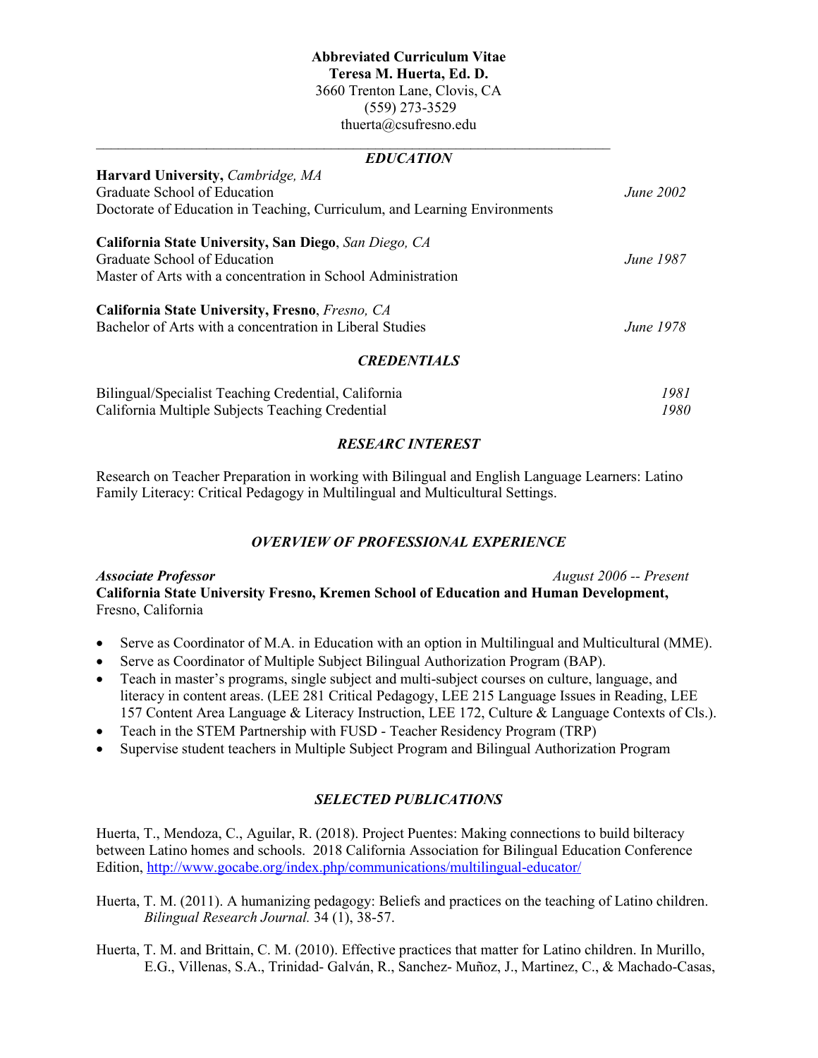**Abbreviated Curriculum Vitae**
**Teresa M. Huerta, Ed. D.**
3660 Trenton Lane, Clovis, CA
(559) 273-3529
thuerta@csufresno.edu

---

## *EDUCATION*

**Harvard University,** *Cambridge, MA*
Graduate School of Education — *June 2002*
Doctorate of Education in Teaching, Curriculum, and Learning Environments

**California State University, San Diego**, *San Diego, CA*
Graduate School of Education — *June 1987*
Master of Arts with a concentration in School Administration

**California State University, Fresno**, *Fresno, CA*
Bachelor of Arts with a concentration in Liberal Studies — *June 1978*

## *CREDENTIALS*

Bilingual/Specialist Teaching Credential, California — *1981*
California Multiple Subjects Teaching Credential — *1980*

## *RESEARC INTEREST*

Research on Teacher Preparation in working with Bilingual and English Language Learners: Latino Family Literacy: Critical Pedagogy in Multilingual and Multicultural Settings.

## *OVERVIEW OF PROFESSIONAL EXPERIENCE*

***Associate Professor*** — *August 2006 -- Present*
**California State University Fresno, Kremen School of Education and Human Development,** Fresno, California

- Serve as Coordinator of M.A. in Education with an option in Multilingual and Multicultural (MME).
- Serve as Coordinator of Multiple Subject Bilingual Authorization Program (BAP).
- Teach in master's programs, single subject and multi-subject courses on culture, language, and literacy in content areas. (LEE 281 Critical Pedagogy, LEE 215 Language Issues in Reading, LEE 157 Content Area Language & Literacy Instruction, LEE 172, Culture & Language Contexts of Cls.).
- Teach in the STEM Partnership with FUSD - Teacher Residency Program (TRP)
- Supervise student teachers in Multiple Subject Program and Bilingual Authorization Program

## *SELECTED PUBLICATIONS*

Huerta, T., Mendoza, C., Aguilar, R. (2018). Project Puentes: Making connections to build bilteracy between Latino homes and schools. 2018 California Association for Bilingual Education Conference Edition, http://www.gocabe.org/index.php/communications/multilingual-educator/

Huerta, T. M. (2011). A humanizing pedagogy: Beliefs and practices on the teaching of Latino children. *Bilingual Research Journal.* 34 (1), 38-57.

Huerta, T. M. and Brittain, C. M. (2010). Effective practices that matter for Latino children. In Murillo, E.G., Villenas, S.A., Trinidad- Galván, R., Sanchez- Muñoz, J., Martinez, C., & Machado-Casas,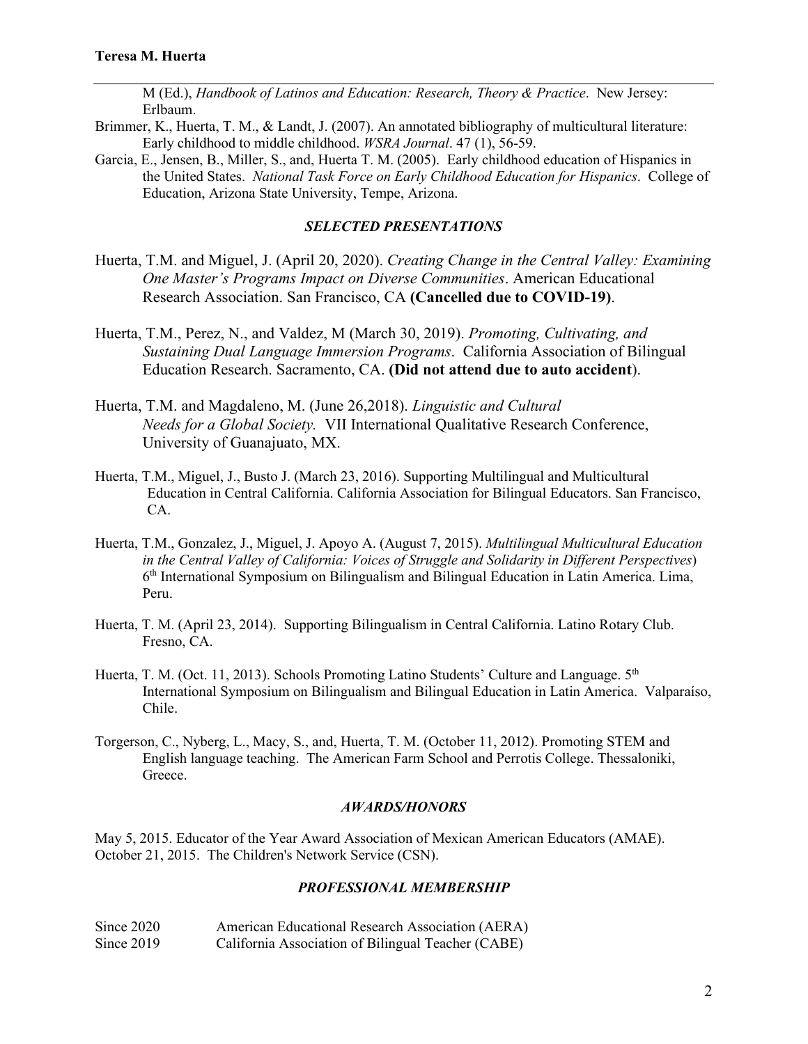M (Ed.), *Handbook of Latinos and Education: Research, Theory & Practice*. New Jersey: Erlbaum.

Brimmer, K., Huerta, T. M., & Landt, J. (2007). An annotated bibliography of multicultural literature: Early childhood to middle childhood. *WSRA Journal*. 47 (1), 56-59.

Garcia, E., Jensen, B., Miller, S., and, Huerta T. M. (2005). Early childhood education of Hispanics in the United States. *National Task Force on Early Childhood Education for Hispanics*. College of Education, Arizona State University, Tempe, Arizona.

### *SELECTED PRESENTATIONS*

Huerta, T.M. and Miguel, J. (April 20, 2020). *Creating Change in the Central Valley: Examining One Master's Programs Impact on Diverse Communities*. American Educational Research Association. San Francisco, CA **(Cancelled due to COVID-19)**.

Huerta, T.M., Perez, N., and Valdez, M (March 30, 2019). *Promoting, Cultivating, and Sustaining Dual Language Immersion Programs*. California Association of Bilingual Education Research. Sacramento, CA. **(Did not attend due to auto accident**).

Huerta, T.M. and Magdaleno, M. (June 26,2018). *Linguistic and Cultural Needs for a Global Society.* VII International Qualitative Research Conference, University of Guanajuato, MX.

Huerta, T.M., Miguel, J., Busto J. (March 23, 2016). Supporting Multilingual and Multicultural Education in Central California. California Association for Bilingual Educators. San Francisco, CA.

Huerta, T.M., Gonzalez, J., Miguel, J. Apoyo A. (August 7, 2015). *Multilingual Multicultural Education in the Central Valley of California: Voices of Struggle and Solidarity in Different Perspectives*) 6th International Symposium on Bilingualism and Bilingual Education in Latin America. Lima, Peru.

Huerta, T. M. (April 23, 2014). Supporting Bilingualism in Central California. Latino Rotary Club. Fresno, CA.

Huerta, T. M. (Oct. 11, 2013). Schools Promoting Latino Students' Culture and Language. 5th International Symposium on Bilingualism and Bilingual Education in Latin America. Valparaíso, Chile.

Torgerson, C., Nyberg, L., Macy, S., and, Huerta, T. M. (October 11, 2012). Promoting STEM and English language teaching. The American Farm School and Perrotis College. Thessaloniki, Greece.

### *AWARDS/HONORS*

May 5, 2015. Educator of the Year Award Association of Mexican American Educators (AMAE).
October 21, 2015. The Children's Network Service (CSN).

### *PROFESSIONAL MEMBERSHIP*

| | |
|---|---|
| Since 2020 | American Educational Research Association (AERA) |
| Since 2019 | California Association of Bilingual Teacher (CABE) |